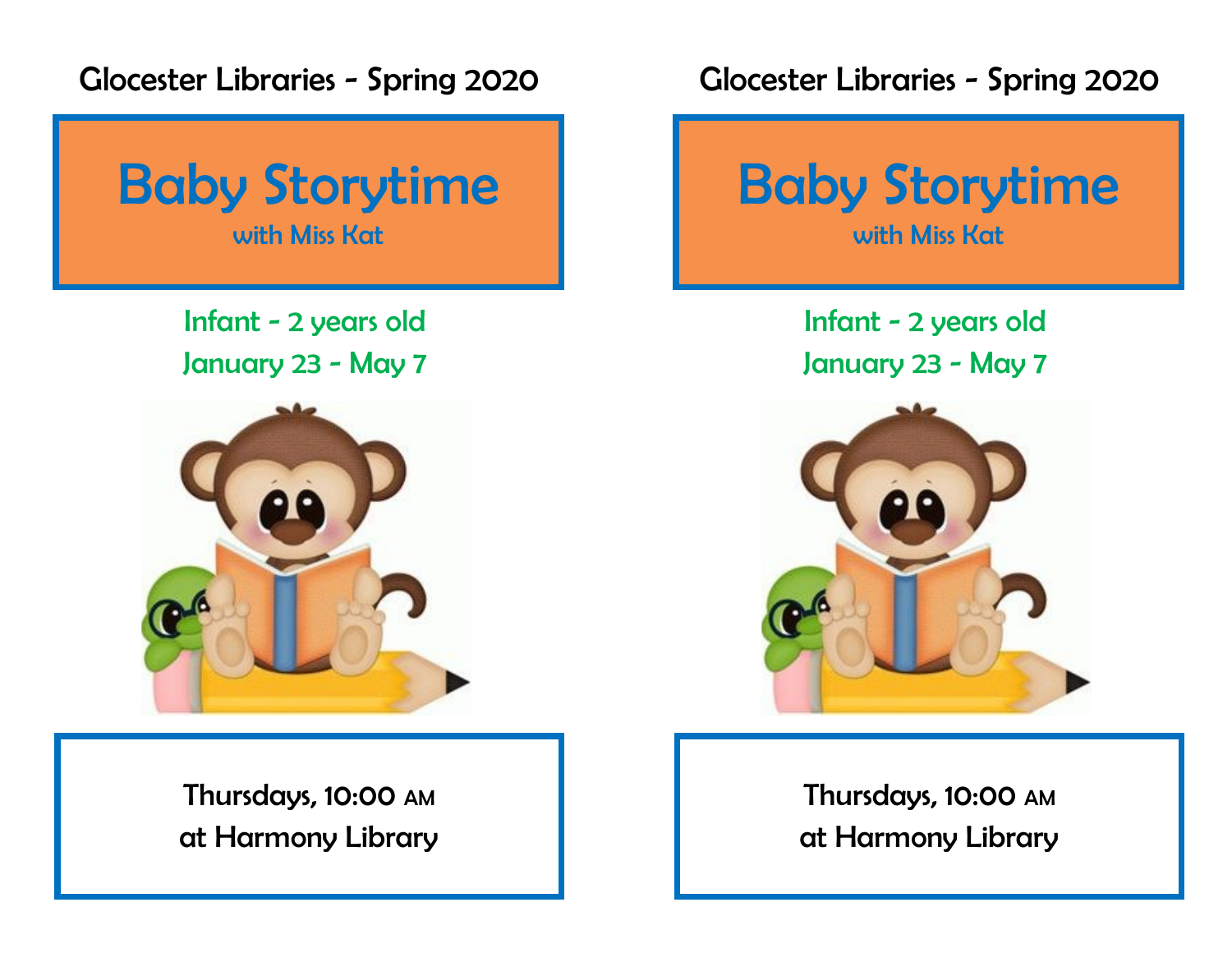Glocester Libraries - Spring 2020

# Baby Storytime

with Miss Kat

Infant - 2 years old

January 23 - May 7

Thursdays, 10:00 AM

at Harmony Library

Glocester Libraries - Spring 2020

# Baby Storytime

with Miss Kat

Infant - 2 years old

January 23 - May 7

Thursdays, 10:00 AM

at Harmony Library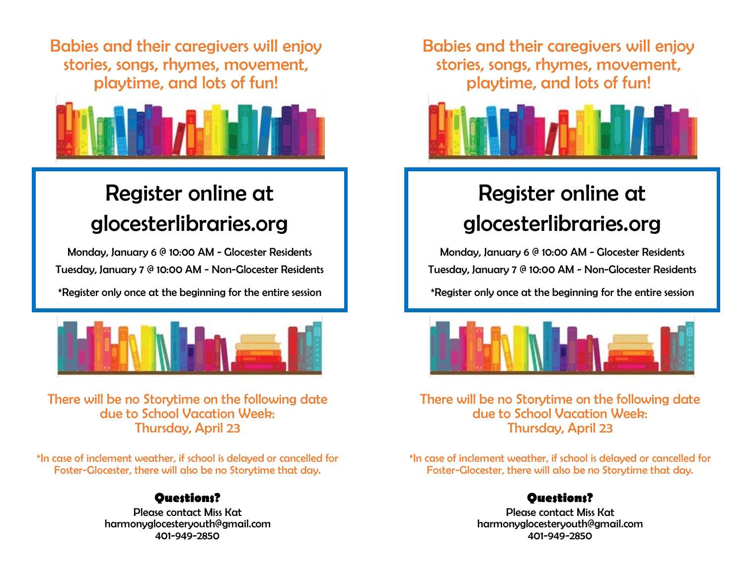Babies and their caregivers will enjoy stories, songs, rhymes, movement, playtime, and lots of fun!

# Register online at glocesterlibraries.org

Monday, January 6 @ 10:00 AM - Glocester Residents

Tuesday, January 7 @ 10:00 AM - Non-Glocester Residents

*Register only once at the beginning for the entire session

There will be no Storytime on the following date due to School Vacation Week:
Thursday, April 23

*In case of inclement weather, if school is delayed or cancelled for Foster-Glocester, there will also be no Storytime that day.

**Questions?**

Please contact Miss Kat
harmonyglocesteryouth@gmail.com
401-949-2850

Babies and their caregivers will enjoy stories, songs, rhymes, movement, playtime, and lots of fun!

# Register online at glocesterlibraries.org

Monday, January 6 @ 10:00 AM - Glocester Residents

Tuesday, January 7 @ 10:00 AM - Non-Glocester Residents

*Register only once at the beginning for the entire session

There will be no Storytime on the following date due to School Vacation Week:
Thursday, April 23

*In case of inclement weather, if school is delayed or cancelled for Foster-Glocester, there will also be no Storytime that day.

**Questions?**

Please contact Miss Kat
harmonyglocesteryouth@gmail.com
401-949-2850